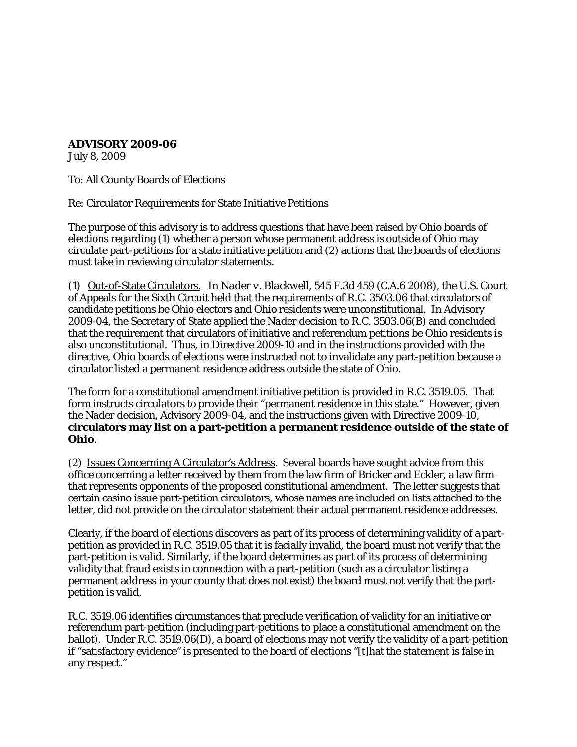**ADVISORY 2009-06**
July 8, 2009

To: All County Boards of Elections

Re: Circulator Requirements for State Initiative Petitions

The purpose of this advisory is to address questions that have been raised by Ohio boards of elections regarding (1) whether a person whose permanent address is outside of Ohio may circulate part-petitions for a state initiative petition and (2) actions that the boards of elections must take in reviewing circulator statements.

(1) Out-of-State Circulators. In *Nader v. Blackwell*, 545 F.3d 459 (C.A.6 2008), the U.S. Court of Appeals for the Sixth Circuit held that the requirements of R.C. 3503.06 that circulators of candidate petitions be Ohio electors and Ohio residents were unconstitutional. In Advisory 2009-04, the Secretary of State applied the *Nader* decision to R.C. 3503.06(B) and concluded that the requirement that circulators of initiative and referendum petitions be Ohio residents is also unconstitutional. Thus, in Directive 2009-10 and in the instructions provided with the directive, Ohio boards of elections were instructed not to invalidate any part-petition because a circulator listed a permanent residence address outside the state of Ohio.

The form for a constitutional amendment initiative petition is provided in R.C. 3519.05. That form instructs circulators to provide their "permanent residence in this state." However, given the *Nader* decision, Advisory 2009-04, and the instructions given with Directive 2009-10, **circulators may list on a part-petition a permanent residence outside of the state of Ohio**.

(2) Issues Concerning A Circulator's Address. Several boards have sought advice from this office concerning a letter received by them from the law firm of Bricker and Eckler, a law firm that represents opponents of the proposed constitutional amendment. The letter suggests that certain casino issue part-petition circulators, whose names are included on lists attached to the letter, did not provide on the circulator statement their actual permanent residence addresses.

Clearly, if the board of elections discovers as part of its process of determining validity of a part-petition as provided in R.C. 3519.05 that it is facially invalid, the board must not verify that the part-petition is valid. Similarly, if the board determines as part of its process of determining validity that fraud exists in connection with a part-petition (such as a circulator listing a permanent address in your county that does not exist) the board must not verify that the part-petition is valid.

R.C. 3519.06 identifies circumstances that preclude verification of validity for an initiative or referendum part-petition (including part-petitions to place a constitutional amendment on the ballot). Under R.C. 3519.06(D), a board of elections may not verify the validity of a part-petition if "satisfactory evidence" is presented to the board of elections "[t]hat the statement is false in any respect."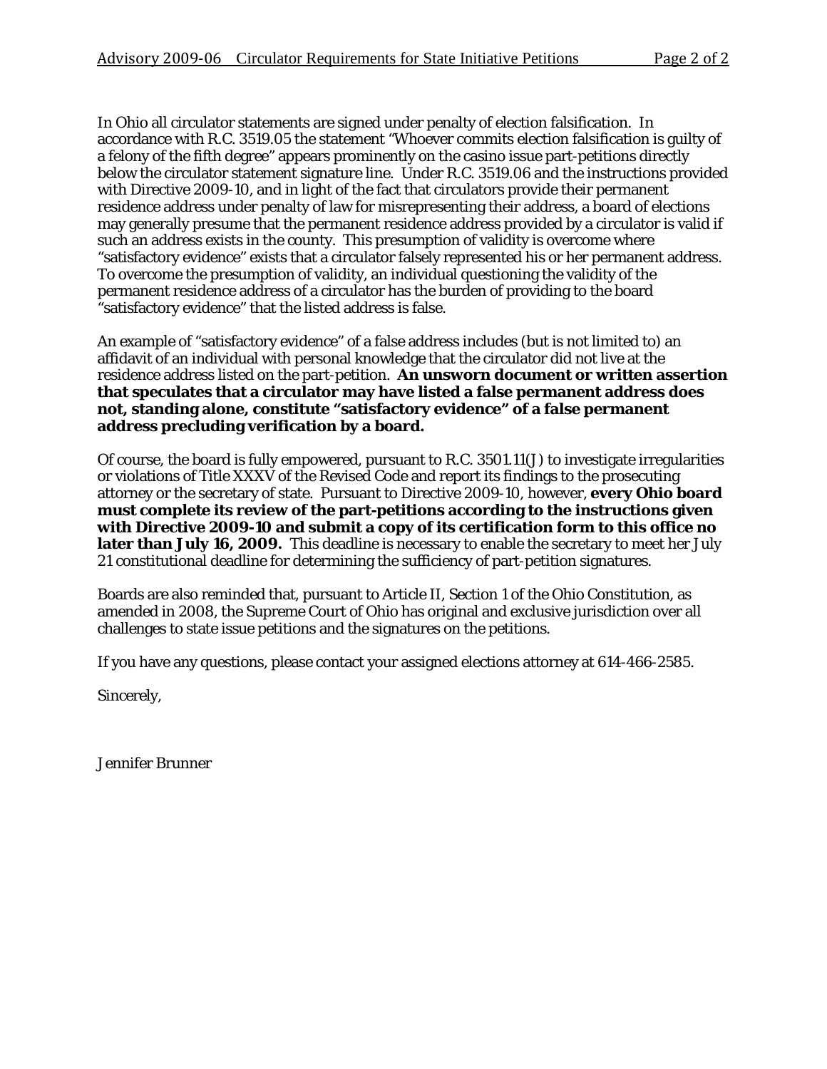In Ohio all circulator statements are signed under penalty of election falsification. In accordance with R.C. 3519.05 the statement "Whoever commits election falsification is guilty of a felony of the fifth degree" appears prominently on the casino issue part-petitions directly below the circulator statement signature line. Under R.C. 3519.06 and the instructions provided with Directive 2009-10, and in light of the fact that circulators provide their permanent residence address under penalty of law for misrepresenting their address, a board of elections may generally presume that the permanent residence address provided by a circulator is valid if such an address exists in the county. This presumption of validity is overcome where "satisfactory evidence" exists that a circulator falsely represented his or her permanent address. To overcome the presumption of validity, an individual questioning the validity of the permanent residence address of a circulator has the burden of providing to the board "satisfactory evidence" that the listed address is false.

An example of "satisfactory evidence" of a false address includes (but is not limited to) an affidavit of an individual with personal knowledge that the circulator did not live at the residence address listed on the part-petition. **An unsworn document or written assertion that speculates that a circulator may have listed a false permanent address does not, standing alone, constitute "satisfactory evidence" of a false permanent address precluding verification by a board.**

Of course, the board is fully empowered, pursuant to R.C. 3501.11(J) to investigate irregularities or violations of Title XXXV of the Revised Code and report its findings to the prosecuting attorney or the secretary of state. Pursuant to Directive 2009-10, however, **every Ohio board must complete its review of the part-petitions according to the instructions given with Directive 2009-10 and submit a copy of its certification form to this office no later than July 16, 2009.** This deadline is necessary to enable the secretary to meet her July 21 constitutional deadline for determining the sufficiency of part-petition signatures.

Boards are also reminded that, pursuant to Article II, Section 1 of the Ohio Constitution, as amended in 2008, the Supreme Court of Ohio has original and exclusive jurisdiction over all challenges to state issue petitions and the signatures on the petitions.

If you have any questions, please contact your assigned elections attorney at 614-466-2585.

Sincerely,

Jennifer Brunner